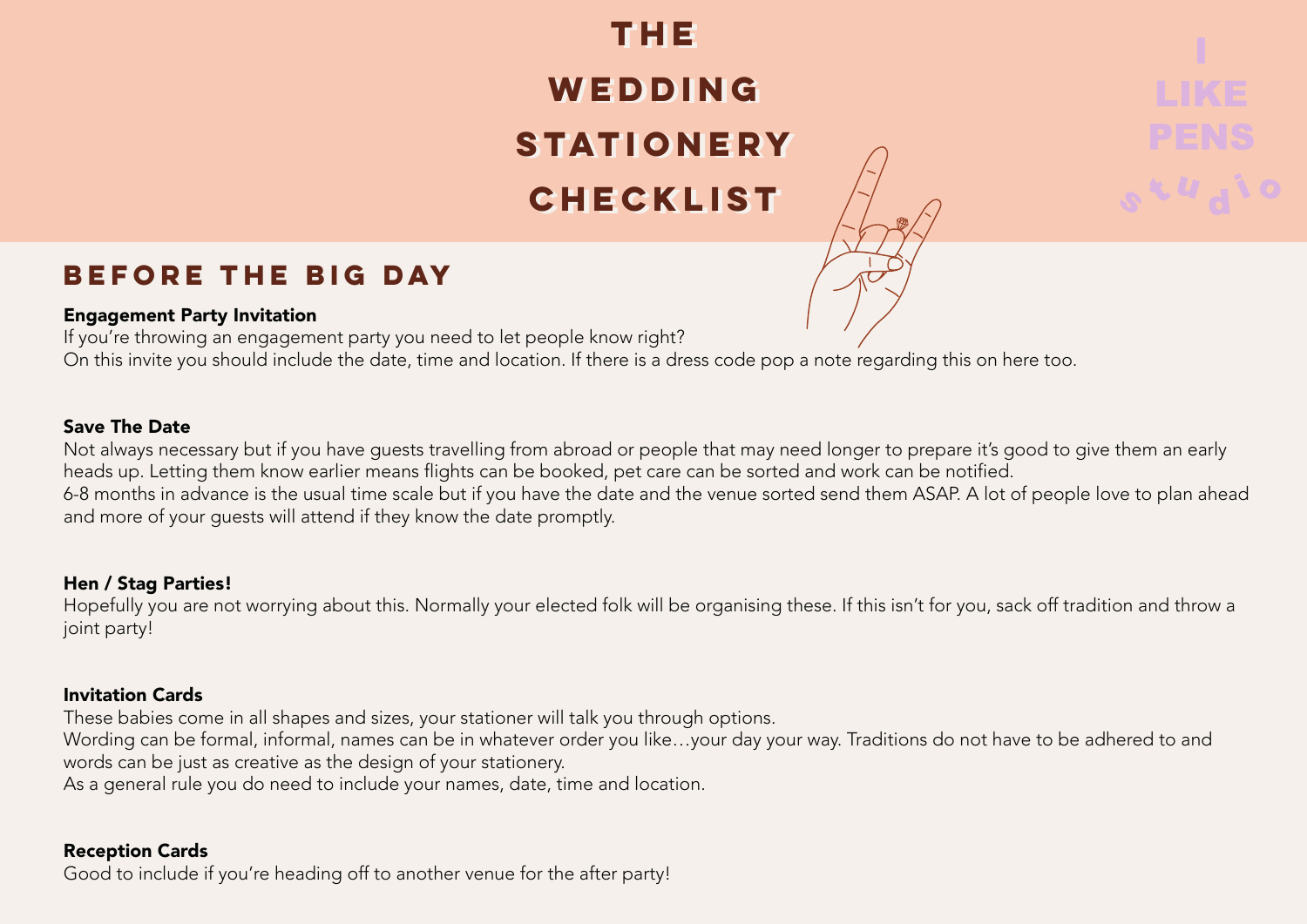# THE WEDDING STATIONERY CHECKLIST

I LIKE PENS studio

## BEFORE THE BIG DAY

**Engagement Party Invitation**

If you're throwing an engagement party you need to let people know right?
On this invite you should include the date, time and location. If there is a dress code pop a note regarding this on here too.

**Save The Date**

Not always necessary but if you have guests travelling from abroad or people that may need longer to prepare it's good to give them an early heads up. Letting them know earlier means flights can be booked, pet care can be sorted and work can be notified.
6-8 months in advance is the usual time scale but if you have the date and the venue sorted send them ASAP. A lot of people love to plan ahead and more of your guests will attend if they know the date promptly.

**Hen / Stag Parties!**

Hopefully you are not worrying about this. Normally your elected folk will be organising these. If this isn't for you, sack off tradition and throw a joint party!

**Invitation Cards**

These babies come in all shapes and sizes, your stationer will talk you through options.
Wording can be formal, informal, names can be in whatever order you like…your day your way. Traditions do not have to be adhered to and words can be just as creative as the design of your stationery.
As a general rule you do need to include your names, date, time and location.

**Reception Cards**

Good to include if you're heading off to another venue for the after party!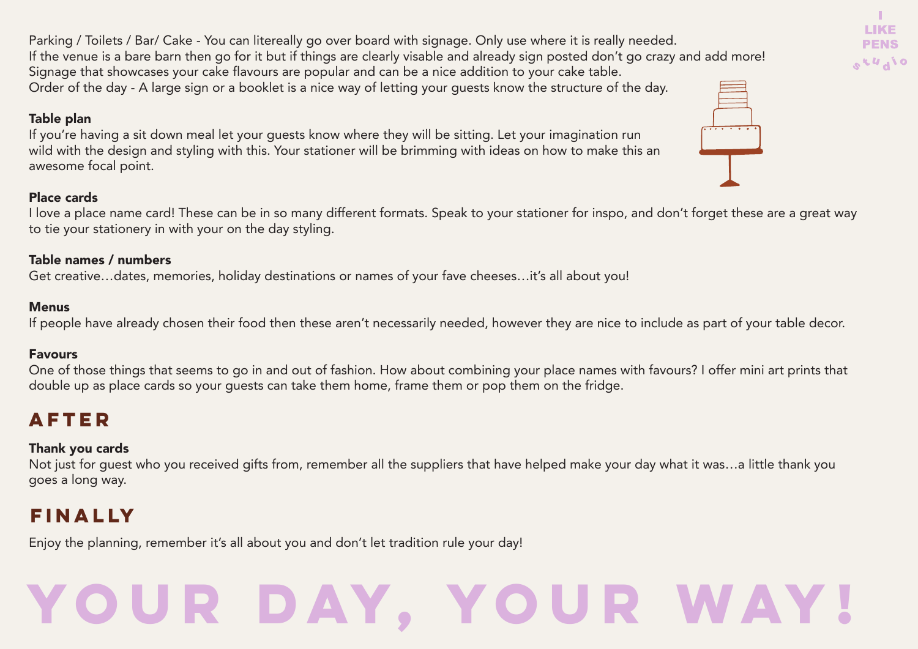Parking / Toilets / Bar/ Cake - You can litereally go over board with signage. Only use where it is really needed. If the venue is a bare barn then go for it but if things are clearly visable and already sign posted don't go crazy and add more! Signage that showcases your cake flavours are popular and can be a nice addition to your cake table.
Order of the day - A large sign or a booklet is a nice way of letting your guests know the structure of the day.

**Table plan**
If you're having a sit down meal let your guests know where they will be sitting. Let your imagination run wild with the design and styling with this. Your stationer will be brimming with ideas on how to make this an awesome focal point.

**Place cards**
I love a place name card! These can be in so many different formats. Speak to your stationer for inspo, and don't forget these are a great way to tie your stationery in with your on the day styling.

**Table names / numbers**
Get creative…dates, memories, holiday destinations or names of your fave cheeses…it's all about you!

**Menus**
If people have already chosen their food then these aren't necessarily needed, however they are nice to include as part of your table decor.

**Favours**
One of those things that seems to go in and out of fashion. How about combining your place names with favours? I offer mini art prints that double up as place cards so your guests can take them home, frame them or pop them on the fridge.

## AFTER

**Thank you cards**
Not just for guest who you received gifts from, remember all the suppliers that have helped make your day what it was…a little thank you goes a long way.

## FINALLY

Enjoy the planning, remember it's all about you and don't let tradition rule your day!

# YOUR DAY, YOUR WAY!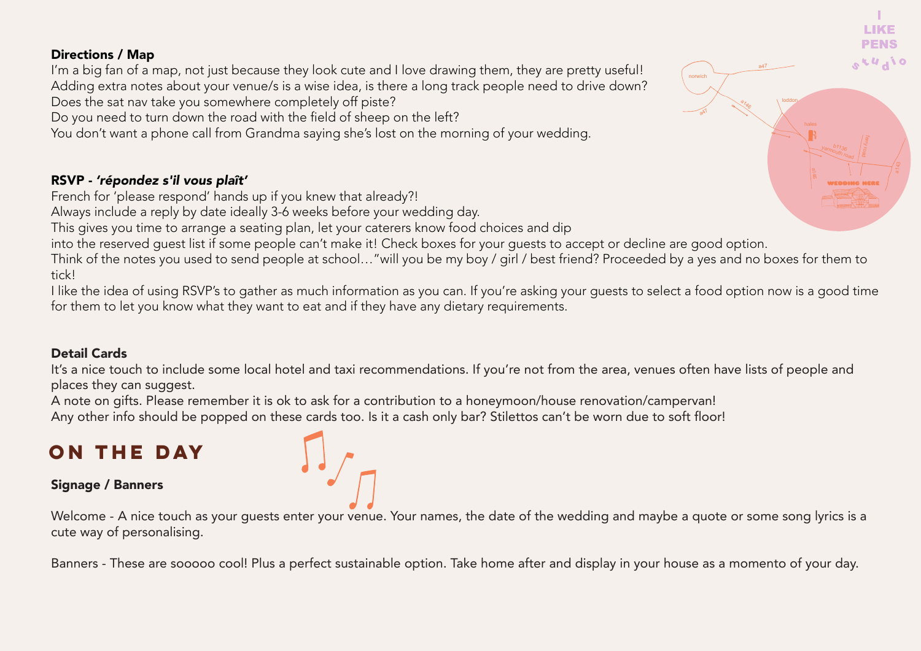### Directions / Map

I'm a big fan of a map, not just because they look cute and I love drawing them, they are pretty useful!
Adding extra notes about your venue/s is a wise idea, is there a long track people need to drive down?
Does the sat nav take you somewhere completely off piste?
Do you need to turn down the road with the field of sheep on the left?
You don't want a phone call from Grandma saying she's lost on the morning of your wedding.

### RSVP - *'répondez s'il vous plaît'*

French for 'please respond' hands up if you knew that already?!
Always include a reply by date ideally 3-6 weeks before your wedding day.
This gives you time to arrange a seating plan, let your caterers know food choices and dip into the reserved guest list if some people can't make it! Check boxes for your guests to accept or decline are good option.
Think of the notes you used to send people at school…"will you be my boy / girl / best friend? Proceeded by a yes and no boxes for them to tick!
I like the idea of using RSVP's to gather as much information as you can. If you're asking your guests to select a food option now is a good time for them to let you know what they want to eat and if they have any dietary requirements.

### Detail Cards

It's a nice touch to include some local hotel and taxi recommendations. If you're not from the area, venues often have lists of people and places they can suggest.
A note on gifts. Please remember it is ok to ask for a contribution to a honeymoon/house renovation/campervan!
Any other info should be popped on these cards too. Is it a cash only bar? Stilettos can't be worn due to soft floor!

## ON THE DAY

### Signage / Banners

Welcome - A nice touch as your guests enter your venue. Your names, the date of the wedding and maybe a quote or some song lyrics is a cute way of personalising.

Banners - These are sooooo cool! Plus a perfect sustainable option. Take home after and display in your house as a momento of your day.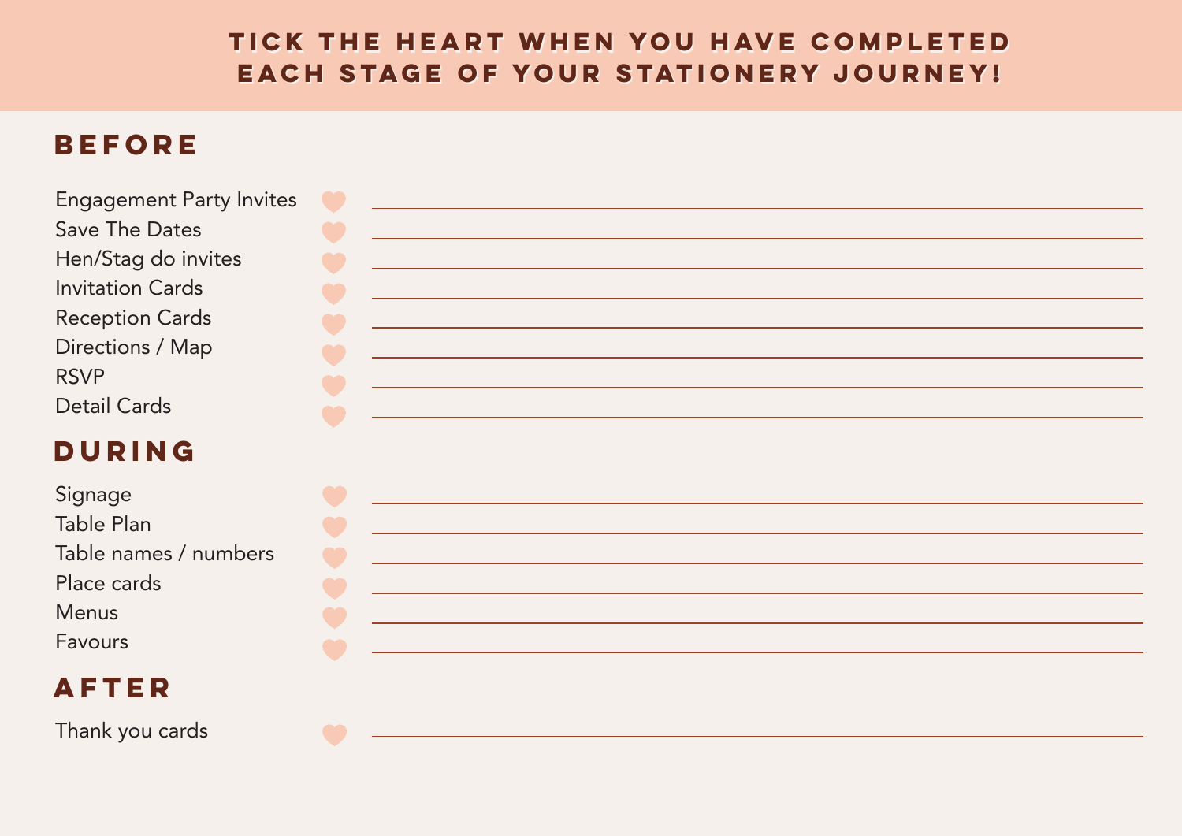# TICK THE HEART WHEN YOU HAVE COMPLETED EACH STAGE OF YOUR STATIONERY JOURNEY!

## BEFORE

- Engagement Party Invites ♡ ____________________
- Save The Dates ♡ ____________________
- Hen/Stag do invites ♡ ____________________
- Invitation Cards ♡ ____________________
- Reception Cards ♡ ____________________
- Directions / Map ♡ ____________________
- RSVP ♡ ____________________
- Detail Cards ♡ ____________________

## DURING

- Signage ♡ ____________________
- Table Plan ♡ ____________________
- Table names / numbers ♡ ____________________
- Place cards ♡ ____________________
- Menus ♡ ____________________
- Favours ♡ ____________________

## AFTER

- Thank you cards ♡ ____________________